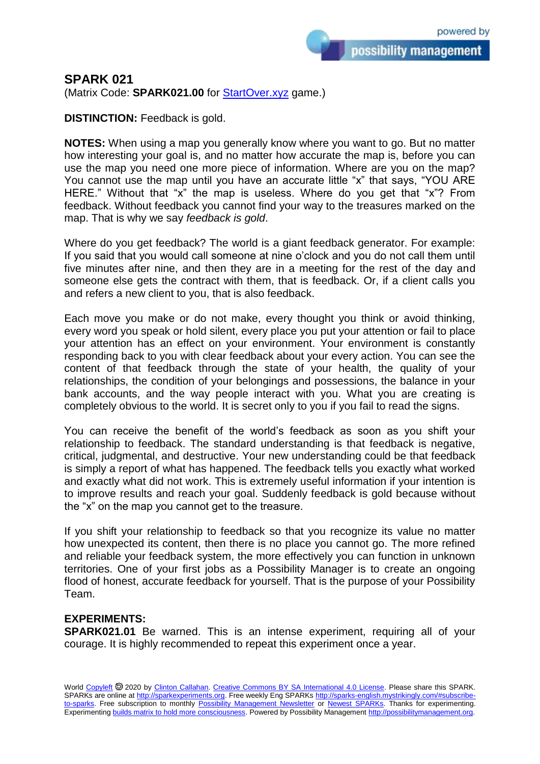## SPARK 021

(Matrix Code: **SPARK021.00** for [StartOver.xyz](StartOver.xyz) game.)

**DISTINCTION:** Feedback is gold.

**NOTES:** When using a map you generally know where you want to go. But no matter how interesting your goal is, and no matter how accurate the map is, before you can use the map you need one more piece of information. Where are you on the map? You cannot use the map until you have an accurate little "x" that says, "YOU ARE HERE." Without that "x" the map is useless. Where do you get that "x"? From feedback. Without feedback you cannot find your way to the treasures marked on the map. That is why we say *feedback is gold*.

Where do you get feedback? The world is a giant feedback generator. For example: If you said that you would call someone at nine o'clock and you do not call them until five minutes after nine, and then they are in a meeting for the rest of the day and someone else gets the contract with them, that is feedback. Or, if a client calls you and refers a new client to you, that is also feedback.

Each move you make or do not make, every thought you think or avoid thinking, every word you speak or hold silent, every place you put your attention or fail to place your attention has an effect on your environment. Your environment is constantly responding back to you with clear feedback about your every action. You can see the content of that feedback through the state of your health, the quality of your relationships, the condition of your belongings and possessions, the balance in your bank accounts, and the way people interact with you. What you are creating is completely obvious to the world. It is secret only to you if you fail to read the signs.

You can receive the benefit of the world's feedback as soon as you shift your relationship to feedback. The standard understanding is that feedback is negative, critical, judgmental, and destructive. Your new understanding could be that feedback is simply a report of what has happened. The feedback tells you exactly what worked and exactly what did not work. This is extremely useful information if your intention is to improve results and reach your goal. Suddenly feedback is gold because without the "x" on the map you cannot get to the treasure.

If you shift your relationship to feedback so that you recognize its value no matter how unexpected its content, then there is no place you cannot go. The more refined and reliable your feedback system, the more effectively you can function in unknown territories. One of your first jobs as a Possibility Manager is to create an ongoing flood of honest, accurate feedback for yourself. That is the purpose of your Possibility Team.

**EXPERIMENTS:**

**SPARK021.01** Be warned. This is an intense experiment, requiring all of your courage. It is highly recommended to repeat this experiment once a year.

World Copyleft 🄯 2020 by Clinton Callahan. Creative Commons BY SA International 4.0 License. Please share this SPARK. SPARKs are online at http://sparkexperiments.org. Free weekly Eng SPARKs http://sparks-english.mystrikingly.com/#subscribe-to-sparks. Free subscription to monthly Possibility Management Newsletter or Newest SPARKs. Thanks for experimenting. Experimenting builds matrix to hold more consciousness. Powered by Possibility Management http://possibilitymanagement.org.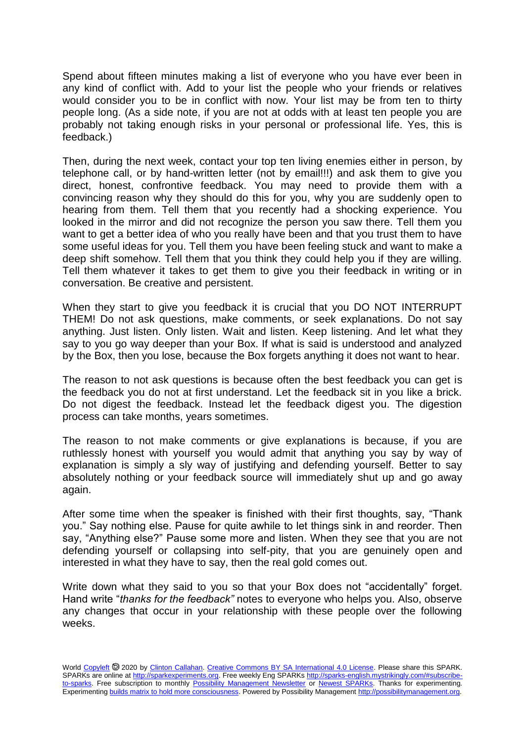Spend about fifteen minutes making a list of everyone who you have ever been in any kind of conflict with. Add to your list the people who your friends or relatives would consider you to be in conflict with now. Your list may be from ten to thirty people long. (As a side note, if you are not at odds with at least ten people you are probably not taking enough risks in your personal or professional life. Yes, this is feedback.)

Then, during the next week, contact your top ten living enemies either in person, by telephone call, or by hand-written letter (not by email!!!) and ask them to give you direct, honest, confrontive feedback. You may need to provide them with a convincing reason why they should do this for you, why you are suddenly open to hearing from them. Tell them that you recently had a shocking experience. You looked in the mirror and did not recognize the person you saw there. Tell them you want to get a better idea of who you really have been and that you trust them to have some useful ideas for you. Tell them you have been feeling stuck and want to make a deep shift somehow. Tell them that you think they could help you if they are willing. Tell them whatever it takes to get them to give you their feedback in writing or in conversation. Be creative and persistent.

When they start to give you feedback it is crucial that you DO NOT INTERRUPT THEM! Do not ask questions, make comments, or seek explanations. Do not say anything. Just listen. Only listen. Wait and listen. Keep listening. And let what they say to you go way deeper than your Box. If what is said is understood and analyzed by the Box, then you lose, because the Box forgets anything it does not want to hear.

The reason to not ask questions is because often the best feedback you can get is the feedback you do not at first understand. Let the feedback sit in you like a brick. Do not digest the feedback. Instead let the feedback digest you. The digestion process can take months, years sometimes.

The reason to not make comments or give explanations is because, if you are ruthlessly honest with yourself you would admit that anything you say by way of explanation is simply a sly way of justifying and defending yourself. Better to say absolutely nothing or your feedback source will immediately shut up and go away again.

After some time when the speaker is finished with their first thoughts, say, "Thank you." Say nothing else. Pause for quite awhile to let things sink in and reorder. Then say, "Anything else?" Pause some more and listen. When they see that you are not defending yourself or collapsing into self-pity, that you are genuinely open and interested in what they have to say, then the real gold comes out.

Write down what they said to you so that your Box does not "accidentally" forget. Hand write "*thanks for the feedback"* notes to everyone who helps you. Also, observe any changes that occur in your relationship with these people over the following weeks.

World Copyleft 🄯 2020 by Clinton Callahan. Creative Commons BY SA International 4.0 License. Please share this SPARK. SPARKs are online at http://sparkexperiments.org. Free weekly Eng SPARKs http://sparks-english.mystrikingly.com/#subscribe-to-sparks. Free subscription to monthly Possibility Management Newsletter or Newest SPARKs. Thanks for experimenting. Experimenting builds matrix to hold more consciousness. Powered by Possibility Management http://possibilitymanagement.org.